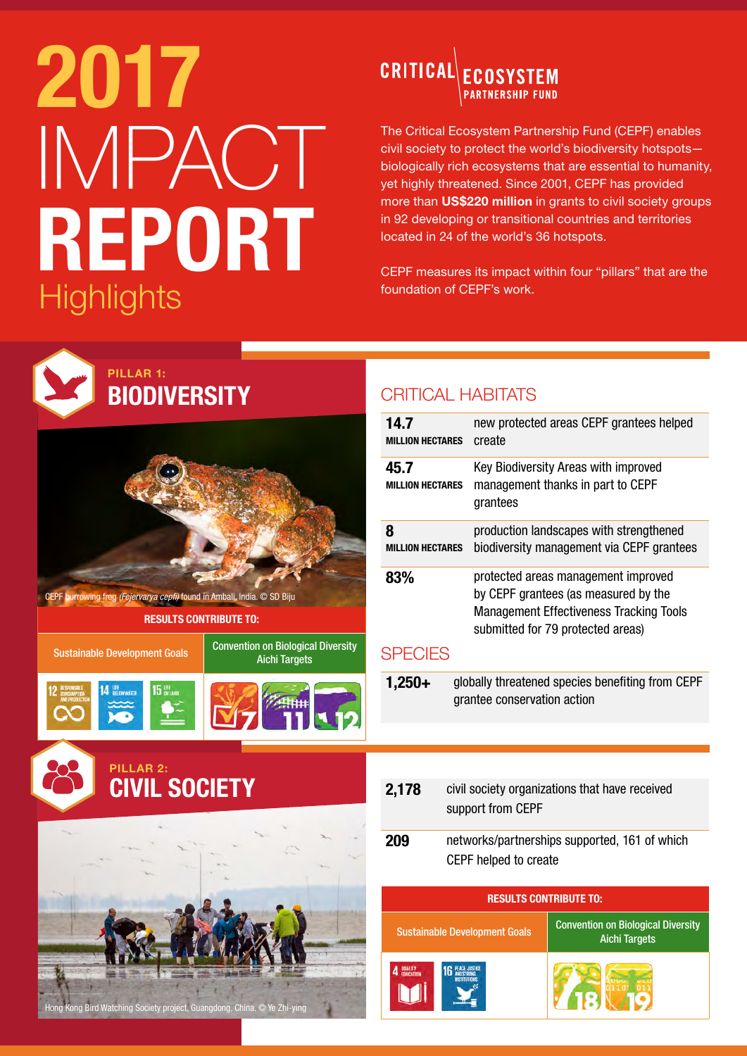# 2017 IMPACT REPORT Highlights

CRITICAL ECOSYSTEM PARTNERSHIP FUND

The Critical Ecosystem Partnership Fund (CEPF) enables civil society to protect the world's biodiversity hotspots—biologically rich ecosystems that are essential to humanity, yet highly threatened. Since 2001, CEPF has provided more than **US$220 million** in grants to civil society groups in 92 developing or transitional countries and territories located in 24 of the world's 36 hotspots.

CEPF measures its impact within four "pillars" that are the foundation of CEPF's work.

## PILLAR 1: BIODIVERSITY

CEPF burrowing frog *(Fejervarya cepfi)* found in Ambali, India. © SD Biju

**RESULTS CONTRIBUTE TO:**

| Sustainable Development Goals | Convention on Biological Diversity Aichi Targets |
|---|---|
| 12 Responsible Consumption and Production; 14 Life Below Water; 15 Life on Land | 7; 11; 12 |

### CRITICAL HABITATS

| | |
|---|---|
| **14.7 MILLION HECTARES** | new protected areas CEPF grantees helped create |
| **45.7 MILLION HECTARES** | Key Biodiversity Areas with improved management thanks in part to CEPF grantees |
| **8 MILLION HECTARES** | production landscapes with strengthened biodiversity management via CEPF grantees |
| **83%** | protected areas management improved by CEPF grantees (as measured by the Management Effectiveness Tracking Tools submitted for 79 protected areas) |

### SPECIES

| | |
|---|---|
| **1,250+** | globally threatened species benefiting from CEPF grantee conservation action |

## PILLAR 2: CIVIL SOCIETY

Hong Kong Bird Watching Society project, Guangdong, China. © Ye Zhi-ying

| | |
|---|---|
| **2,178** | civil society organizations that have received support from CEPF |
| **209** | networks/partnerships supported, 161 of which CEPF helped to create |

**RESULTS CONTRIBUTE TO:**

| Sustainable Development Goals | Convention on Biological Diversity Aichi Targets |
|---|---|
| 4 Quality Education; 16 Peace, Justice and Strong Institutions | 18; 19 |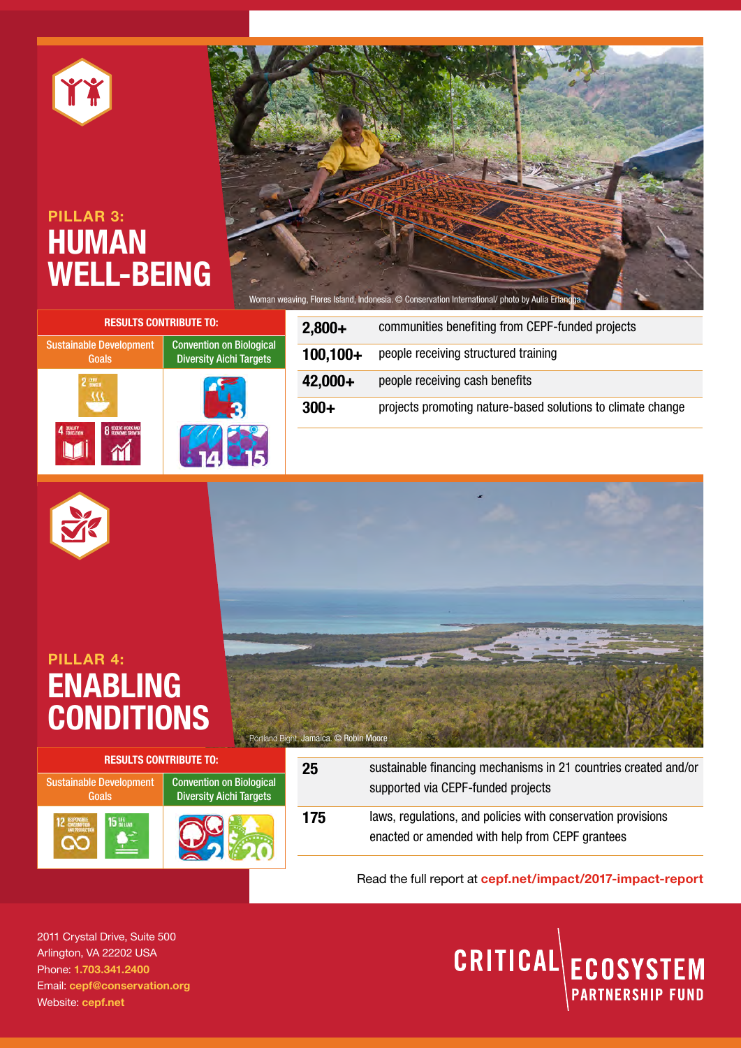## PILLAR 3:
# HUMAN WELL-BEING

Woman weaving, Flores Island, Indonesia. © Conservation International/ photo by Aulia Erlangga

**RESULTS CONTRIBUTE TO:**

| Sustainable Development Goals | Convention on Biological Diversity Aichi Targets |
|---|---|
| 2, 4, 8 | 3, 14, 15 |

| | |
|---|---|
| **2,800+** | communities benefiting from CEPF-funded projects |
| **100,100+** | people receiving structured training |
| **42,000+** | people receiving cash benefits |
| **300+** | projects promoting nature-based solutions to climate change |

## PILLAR 4:
# ENABLING CONDITIONS

Portland Bight, Jamaica. © Robin Moore

**RESULTS CONTRIBUTE TO:**

| Sustainable Development Goals | Convention on Biological Diversity Aichi Targets |
|---|---|
| 12, 15 | 2, 20 |

| | |
|---|---|
| **25** | sustainable financing mechanisms in 21 countries created and/or supported via CEPF-funded projects |
| **175** | laws, regulations, and policies with conservation provisions enacted or amended with help from CEPF grantees |

Read the full report at **cepf.net/impact/2017-impact-report**

2011 Crystal Drive, Suite 500
Arlington, VA 22202 USA
Phone: **1.703.341.2400**
Email: **cepf@conservation.org**
Website: **cepf.net**

CRITICAL ECOSYSTEM PARTNERSHIP FUND